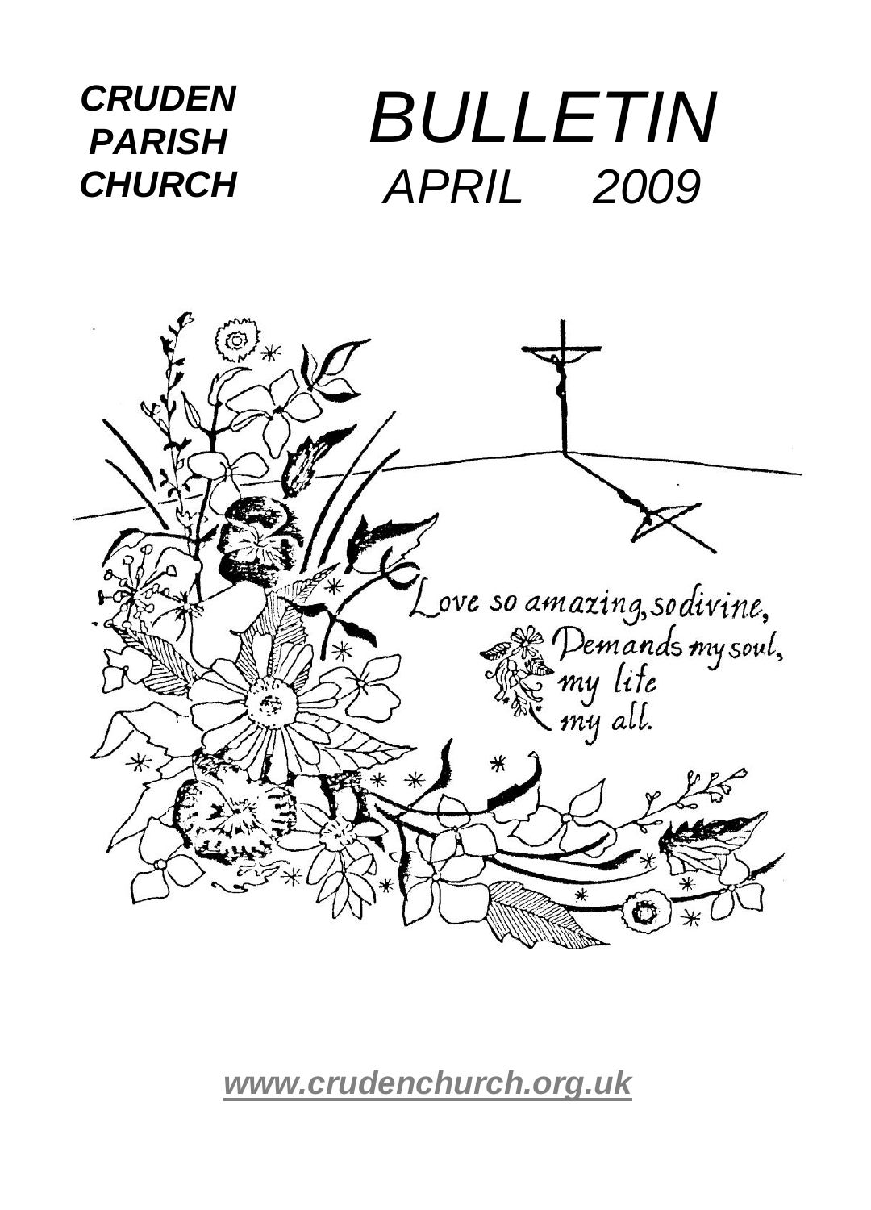***CRUDEN PARISH CHURCH***

# *BULLETIN*

## *APRIL 2009*

*Love so amazing, so divine,*
*Demands my soul,*
*my life*
*my all.*

***www.crudenchurch.org.uk***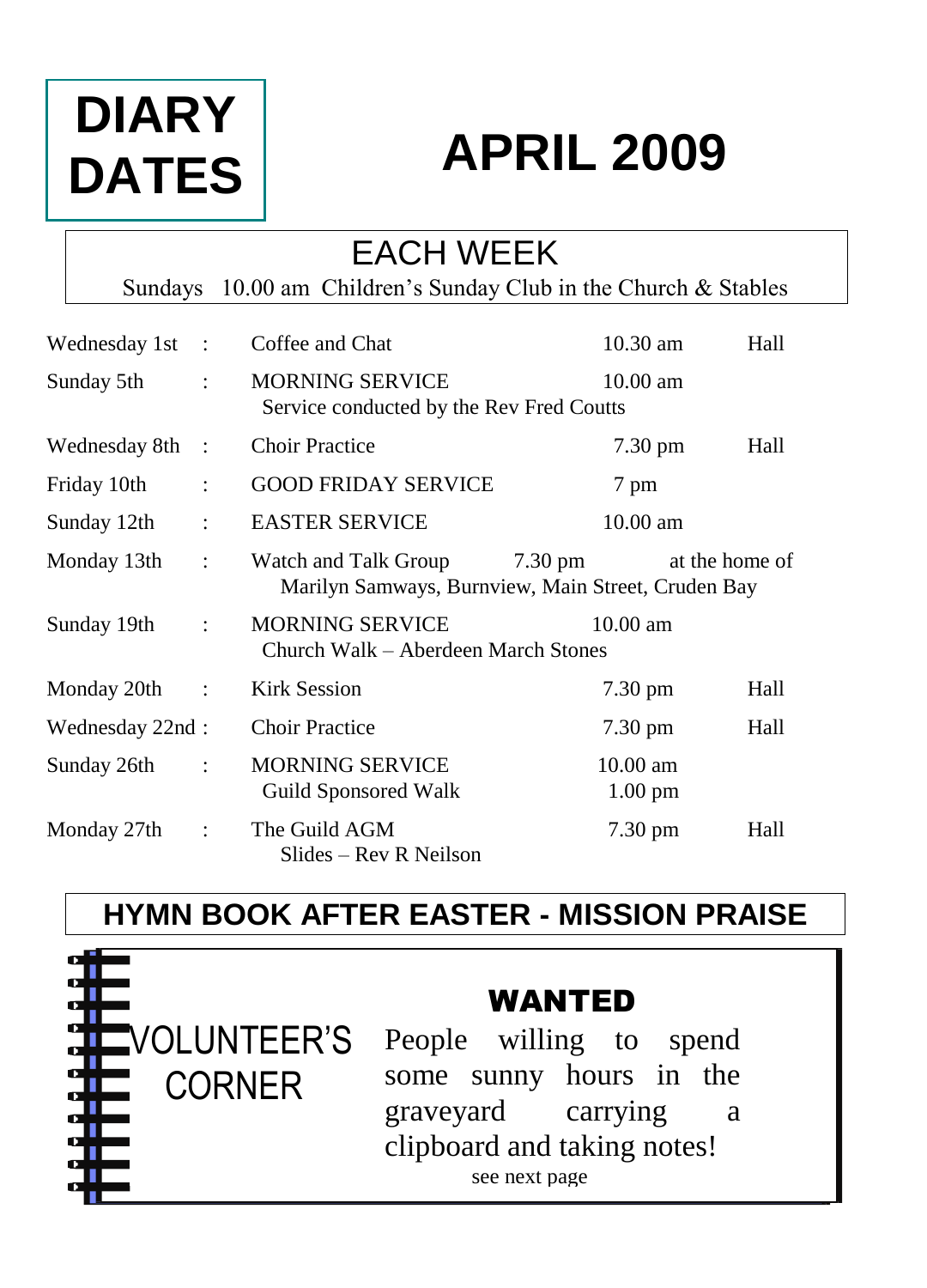# DIARY DATES

# APRIL 2009

## EACH WEEK

Sundays 10.00 am Children's Sunday Club in the Church & Stables

| Date | | Event | Time | Place |
|---|---|---|---|---|
| Wednesday 1st | : | Coffee and Chat | 10.30 am | Hall |
| Sunday 5th | : | MORNING SERVICE<br>Service conducted by the Rev Fred Coutts | 10.00 am | |
| Wednesday 8th | : | Choir Practice | 7.30 pm | Hall |
| Friday 10th | : | GOOD FRIDAY SERVICE | 7 pm | |
| Sunday 12th | : | EASTER SERVICE | 10.00 am | |
| Monday 13th | : | Watch and Talk Group | 7.30 pm | at the home of Marilyn Samways, Burnview, Main Street, Cruden Bay |
| Sunday 19th | : | MORNING SERVICE<br>Church Walk – Aberdeen March Stones | 10.00 am | |
| Monday 20th | : | Kirk Session | 7.30 pm | Hall |
| Wednesday 22nd | : | Choir Practice | 7.30 pm | Hall |
| Sunday 26th | : | MORNING SERVICE<br>Guild Sponsored Walk | 10.00 am<br>1.00 pm | |
| Monday 27th | : | The Guild AGM<br>Slides – Rev R Neilson | 7.30 pm | Hall |

## HYMN BOOK AFTER EASTER - MISSION PRAISE

### VOLUNTEER'S CORNER

**WANTED**

People willing to spend some sunny hours in the graveyard carrying a clipboard and taking notes!

see next page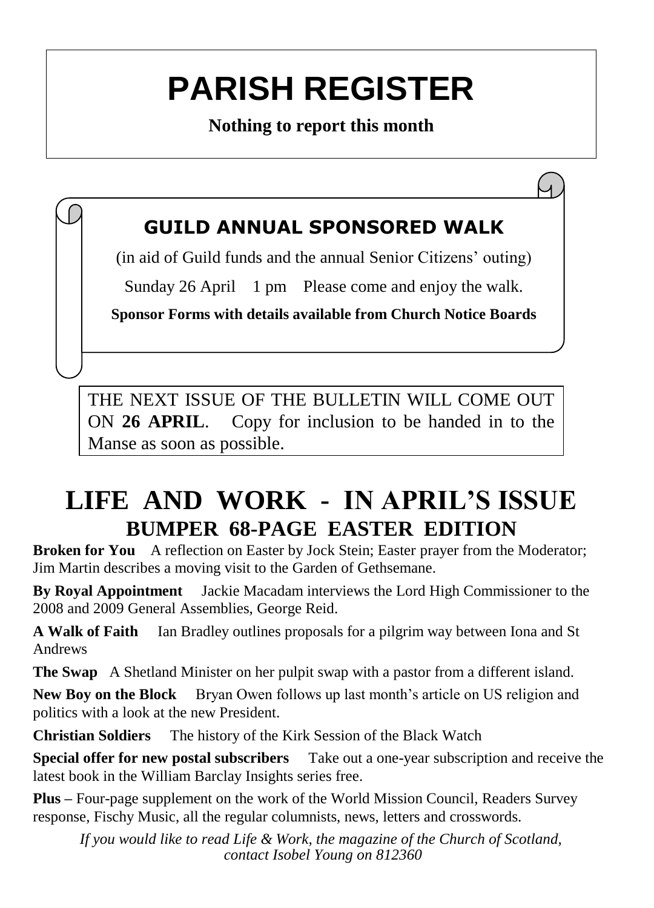# PARISH REGISTER

**Nothing to report this month**

## GUILD ANNUAL SPONSORED WALK

(in aid of Guild funds and the annual Senior Citizens' outing)

Sunday 26 April 1 pm Please come and enjoy the walk.

**Sponsor Forms with details available from Church Notice Boards**

THE NEXT ISSUE OF THE BULLETIN WILL COME OUT ON **26 APRIL**. Copy for inclusion to be handed in to the Manse as soon as possible.

# LIFE AND WORK - IN APRIL'S ISSUE

## BUMPER 68-PAGE EASTER EDITION

**Broken for You** A reflection on Easter by Jock Stein; Easter prayer from the Moderator; Jim Martin describes a moving visit to the Garden of Gethsemane.

**By Royal Appointment** Jackie Macadam interviews the Lord High Commissioner to the 2008 and 2009 General Assemblies, George Reid.

**A Walk of Faith** Ian Bradley outlines proposals for a pilgrim way between Iona and St Andrews

**The Swap** A Shetland Minister on her pulpit swap with a pastor from a different island.

**New Boy on the Block** Bryan Owen follows up last month's article on US religion and politics with a look at the new President.

**Christian Soldiers** The history of the Kirk Session of the Black Watch

**Special offer for new postal subscribers** Take out a one-year subscription and receive the latest book in the William Barclay Insights series free.

**Plus –** Four-page supplement on the work of the World Mission Council, Readers Survey response, Fischy Music, all the regular columnists, news, letters and crosswords.

*If you would like to read Life & Work, the magazine of the Church of Scotland, contact Isobel Young on 812360*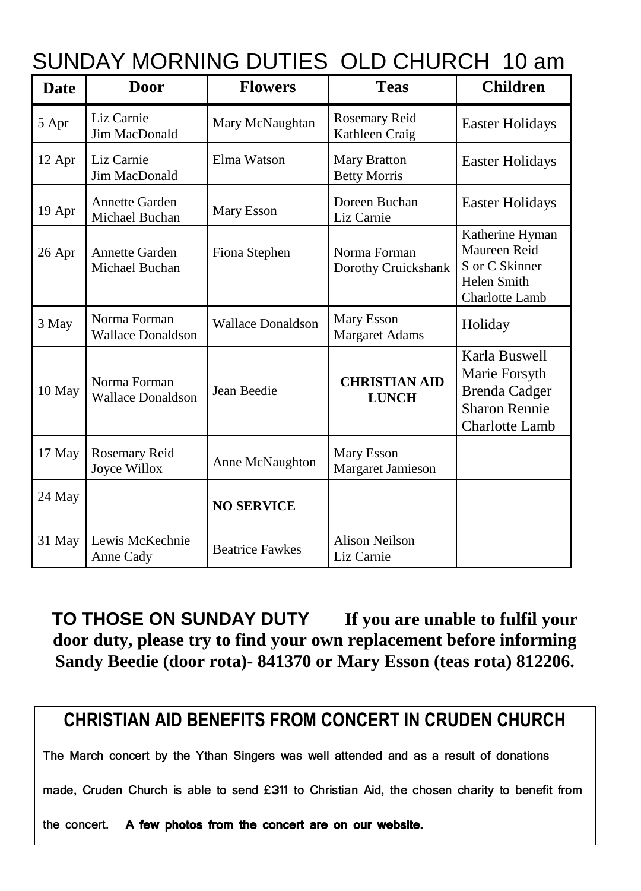# SUNDAY MORNING DUTIES OLD CHURCH 10 am

| Date | Door | Flowers | Teas | Children |
|---|---|---|---|---|
| 5 Apr | Liz Carnie<br>Jim MacDonald | Mary McNaughtan | Rosemary Reid<br>Kathleen Craig | Easter Holidays |
| 12 Apr | Liz Carnie<br>Jim MacDonald | Elma Watson | Mary Bratton<br>Betty Morris | Easter Holidays |
| 19 Apr | Annette Garden<br>Michael Buchan | Mary Esson | Doreen Buchan<br>Liz Carnie | Easter Holidays |
| 26 Apr | Annette Garden<br>Michael Buchan | Fiona Stephen | Norma Forman<br>Dorothy Cruickshank | Katherine Hyman<br>Maureen Reid<br>S or C Skinner<br>Helen Smith<br>Charlotte Lamb |
| 3 May | Norma Forman<br>Wallace Donaldson | Wallace Donaldson | Mary Esson<br>Margaret Adams | Holiday |
| 10 May | Norma Forman<br>Wallace Donaldson | Jean Beedie | **CHRISTIAN AID LUNCH** | Karla Buswell<br>Marie Forsyth<br>Brenda Cadger<br>Sharon Rennie<br>Charlotte Lamb |
| 17 May | Rosemary Reid<br>Joyce Willox | Anne McNaughton | Mary Esson<br>Margaret Jamieson | |
| 24 May | | **NO SERVICE** | | |
| 31 May | Lewis McKechnie<br>Anne Cady | Beatrice Fawkes | Alison Neilson<br>Liz Carnie | |

**TO THOSE ON SUNDAY DUTY** **If you are unable to fulfil your door duty, please try to find your own replacement before informing Sandy Beedie (door rota)- 841370 or Mary Esson (teas rota) 812206.**

## CHRISTIAN AID BENEFITS FROM CONCERT IN CRUDEN CHURCH

The March concert by the Ythan Singers was well attended and as a result of donations made, Cruden Church is able to send £311 to Christian Aid, the chosen charity to benefit from the concert. **A few photos from the concert are on our website.**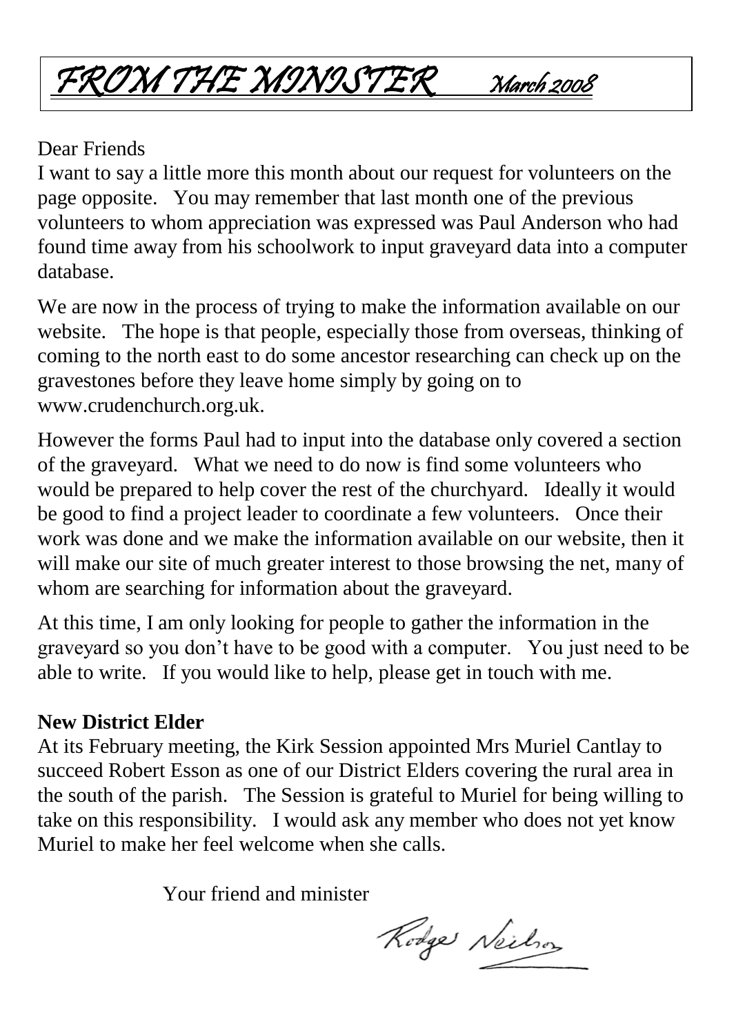# *FROM THE MINISTER March 2008*

Dear Friends

I want to say a little more this month about our request for volunteers on the page opposite. You may remember that last month one of the previous volunteers to whom appreciation was expressed was Paul Anderson who had found time away from his schoolwork to input graveyard data into a computer database.

We are now in the process of trying to make the information available on our website. The hope is that people, especially those from overseas, thinking of coming to the north east to do some ancestor researching can check up on the gravestones before they leave home simply by going on to www.crudenchurch.org.uk.

However the forms Paul had to input into the database only covered a section of the graveyard. What we need to do now is find some volunteers who would be prepared to help cover the rest of the churchyard. Ideally it would be good to find a project leader to coordinate a few volunteers. Once their work was done and we make the information available on our website, then it will make our site of much greater interest to those browsing the net, many of whom are searching for information about the graveyard.

At this time, I am only looking for people to gather the information in the graveyard so you don't have to be good with a computer. You just need to be able to write. If you would like to help, please get in touch with me.

**New District Elder**

At its February meeting, the Kirk Session appointed Mrs Muriel Cantlay to succeed Robert Esson as one of our District Elders covering the rural area in the south of the parish. The Session is grateful to Muriel for being willing to take on this responsibility. I would ask any member who does not yet know Muriel to make her feel welcome when she calls.

Your friend and minister

Rodger Neilson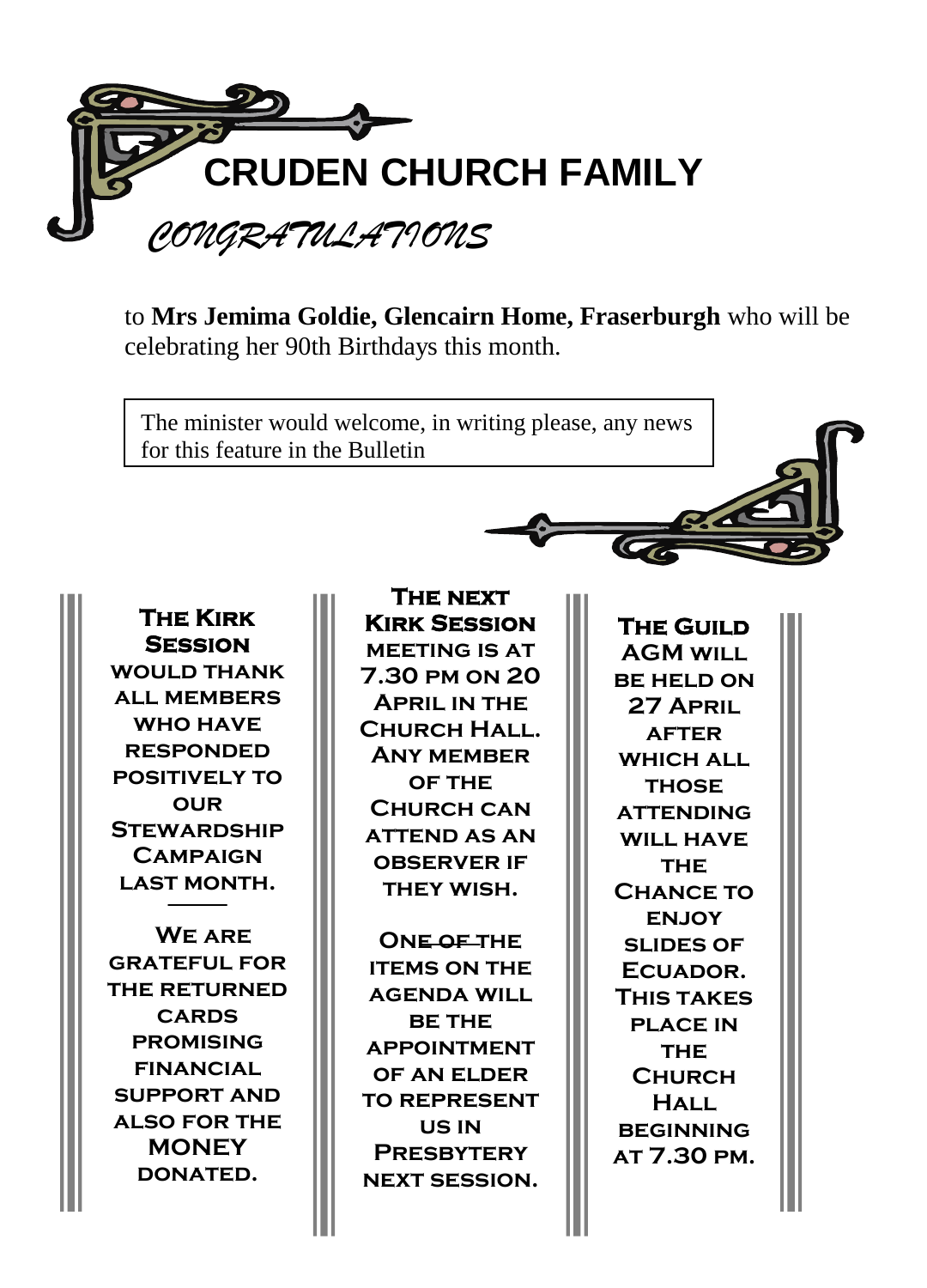# CRUDEN CHURCH FAMILY

## *CONGRATULATIONS*

to **Mrs Jemima Goldie, Glencairn Home, Fraserburgh** who will be celebrating her 90th Birthdays this month.

> The minister would welcome, in writing please, any news for this feature in the Bulletin

**THE KIRK SESSION WOULD THANK ALL MEMBERS WHO HAVE RESPONDED POSITIVELY TO OUR STEWARDSHIP CAMPAIGN LAST MONTH.**

---

**WE ARE GRATEFUL FOR THE RETURNED CARDS PROMISING FINANCIAL SUPPORT AND ALSO FOR THE MONEY DONATED.**

**THE NEXT KIRK SESSION MEETING IS AT 7.30 PM ON 20 APRIL IN THE CHURCH HALL. ANY MEMBER OF THE CHURCH CAN ATTEND AS AN OBSERVER IF THEY WISH.**

**ONE OF THE ITEMS ON THE AGENDA WILL BE THE APPOINTMENT OF AN ELDER TO REPRESENT US IN PRESBYTERY NEXT SESSION.**

**THE GUILD AGM WILL BE HELD ON 27 APRIL AFTER WHICH ALL THOSE ATTENDING WILL HAVE THE CHANCE TO ENJOY SLIDES OF ECUADOR. THIS TAKES PLACE IN THE CHURCH HALL BEGINNING AT 7.30 PM.**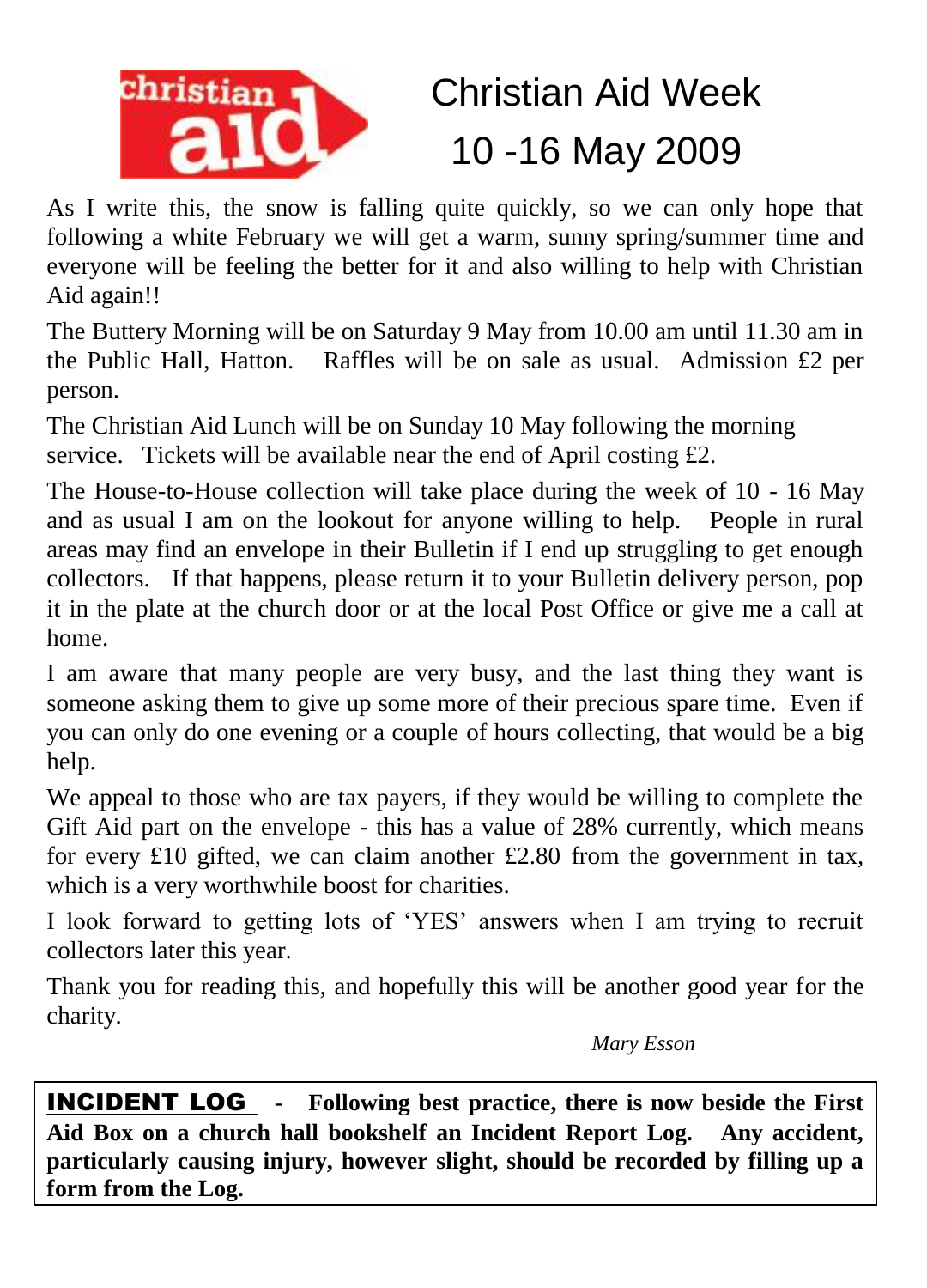# Christian Aid Week 10 -16 May 2009

As I write this, the snow is falling quite quickly, so we can only hope that following a white February we will get a warm, sunny spring/summer time and everyone will be feeling the better for it and also willing to help with Christian Aid again!!

The Buttery Morning will be on Saturday 9 May from 10.00 am until 11.30 am in the Public Hall, Hatton. Raffles will be on sale as usual. Admission £2 per person.

The Christian Aid Lunch will be on Sunday 10 May following the morning service. Tickets will be available near the end of April costing £2.

The House-to-House collection will take place during the week of 10 - 16 May and as usual I am on the lookout for anyone willing to help. People in rural areas may find an envelope in their Bulletin if I end up struggling to get enough collectors. If that happens, please return it to your Bulletin delivery person, pop it in the plate at the church door or at the local Post Office or give me a call at home.

I am aware that many people are very busy, and the last thing they want is someone asking them to give up some more of their precious spare time. Even if you can only do one evening or a couple of hours collecting, that would be a big help.

We appeal to those who are tax payers, if they would be willing to complete the Gift Aid part on the envelope - this has a value of 28% currently, which means for every £10 gifted, we can claim another £2.80 from the government in tax, which is a very worthwhile boost for charities.

I look forward to getting lots of 'YES' answers when I am trying to recruit collectors later this year.

Thank you for reading this, and hopefully this will be another good year for the charity.

*Mary Esson*

**INCIDENT LOG - Following best practice, there is now beside the First Aid Box on a church hall bookshelf an Incident Report Log. Any accident, particularly causing injury, however slight, should be recorded by filling up a form from the Log.**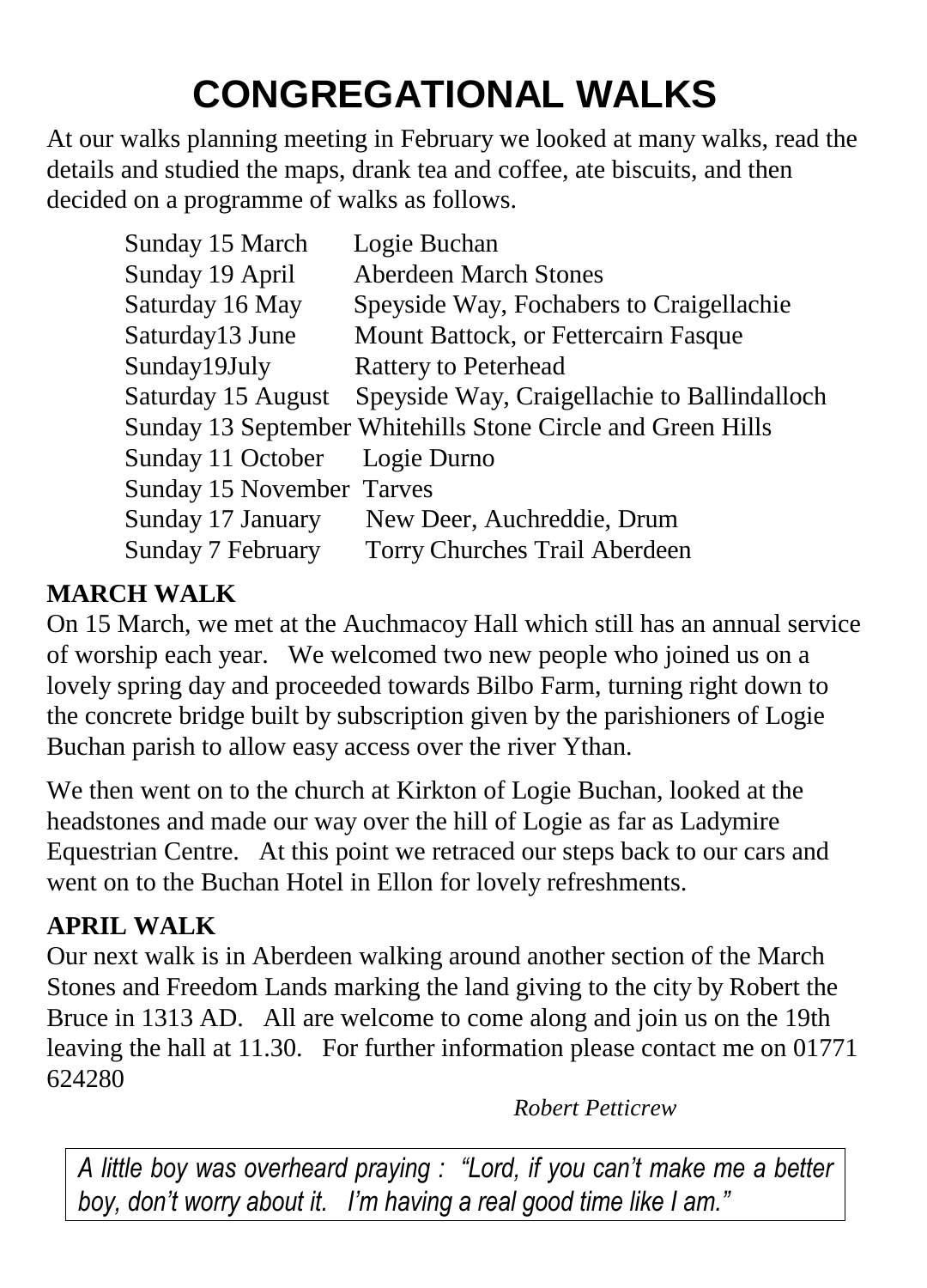# CONGREGATIONAL WALKS

At our walks planning meeting in February we looked at many walks, read the details and studied the maps, drank tea and coffee, ate biscuits, and then decided on a programme of walks as follows.

| | |
|---|---|
| Sunday 15 March | Logie Buchan |
| Sunday 19 April | Aberdeen March Stones |
| Saturday 16 May | Speyside Way, Fochabers to Craigellachie |
| Saturday13 June | Mount Battock, or Fettercairn Fasque |
| Sunday19July | Rattery to Peterhead |
| Saturday 15 August | Speyside Way, Craigellachie to Ballindalloch |
| Sunday 13 September | Whitehills Stone Circle and Green Hills |
| Sunday 11 October | Logie Durno |
| Sunday 15 November | Tarves |
| Sunday 17 January | New Deer, Auchreddie, Drum |
| Sunday 7 February | Torry Churches Trail Aberdeen |

### MARCH WALK

On 15 March, we met at the Auchmacoy Hall which still has an annual service of worship each year. We welcomed two new people who joined us on a lovely spring day and proceeded towards Bilbo Farm, turning right down to the concrete bridge built by subscription given by the parishioners of Logie Buchan parish to allow easy access over the river Ythan.

We then went on to the church at Kirkton of Logie Buchan, looked at the headstones and made our way over the hill of Logie as far as Ladymire Equestrian Centre. At this point we retraced our steps back to our cars and went on to the Buchan Hotel in Ellon for lovely refreshments.

### APRIL WALK

Our next walk is in Aberdeen walking around another section of the March Stones and Freedom Lands marking the land giving to the city by Robert the Bruce in 1313 AD. All are welcome to come along and join us on the 19th leaving the hall at 11.30. For further information please contact me on 01771 624280

*Robert Petticrew*

*A little boy was overheard praying : "Lord, if you can't make me a better boy, don't worry about it. I'm having a real good time like I am."*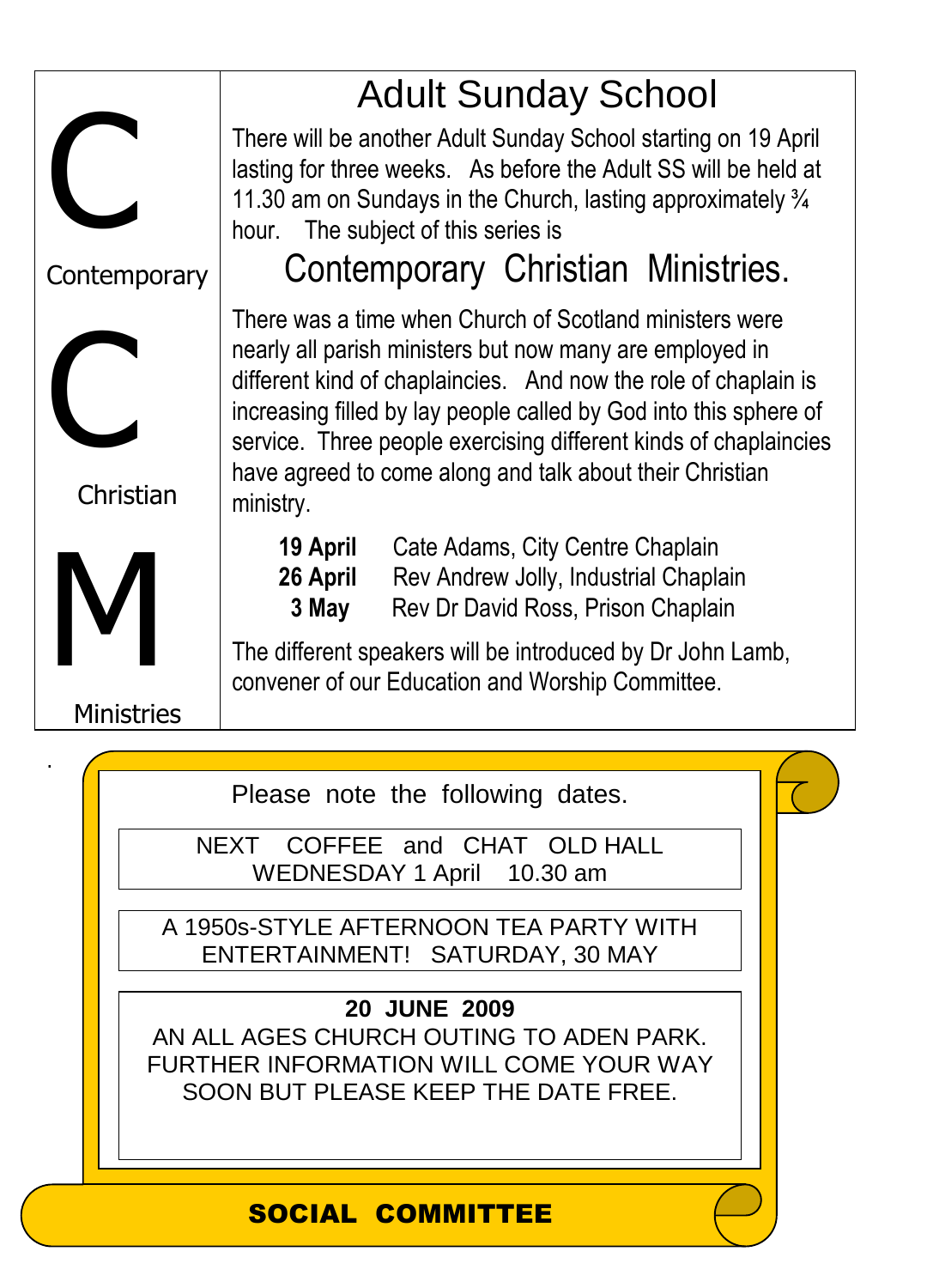C

Contemporary

C

Christian

M

Ministries

# Adult Sunday School

There will be another Adult Sunday School starting on 19 April lasting for three weeks. As before the Adult SS will be held at 11.30 am on Sundays in the Church, lasting approximately ¾ hour. The subject of this series is

## Contemporary Christian Ministries.

There was a time when Church of Scotland ministers were nearly all parish ministers but now many are employed in different kind of chaplaincies. And now the role of chaplain is increasing filled by lay people called by God into this sphere of service. Three people exercising different kinds of chaplaincies have agreed to come along and talk about their Christian ministry.

**19 April** Cate Adams, City Centre Chaplain
**26 April** Rev Andrew Jolly, Industrial Chaplain
**3 May** Rev Dr David Ross, Prison Chaplain

The different speakers will be introduced by Dr John Lamb, convener of our Education and Worship Committee.

Please note the following dates.

NEXT COFFEE and CHAT OLD HALL
WEDNESDAY 1 April 10.30 am

A 1950s-STYLE AFTERNOON TEA PARTY WITH ENTERTAINMENT! SATURDAY, 30 MAY

**20 JUNE 2009**
AN ALL AGES CHURCH OUTING TO ADEN PARK. FURTHER INFORMATION WILL COME YOUR WAY SOON BUT PLEASE KEEP THE DATE FREE.

**SOCIAL COMMITTEE**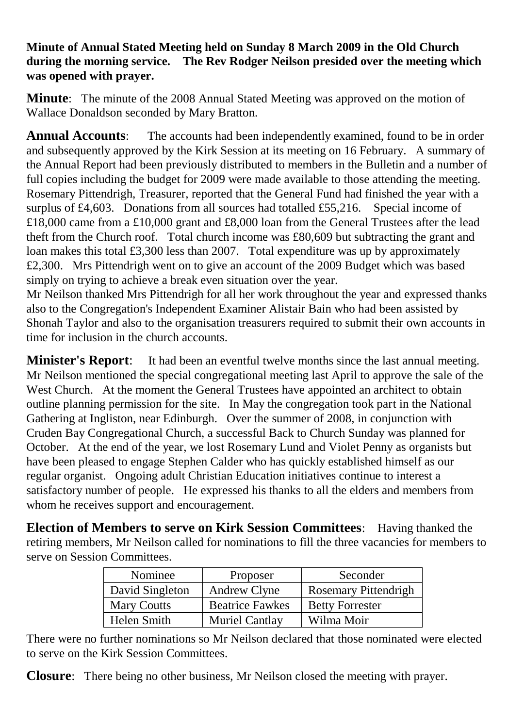**Minute of Annual Stated Meeting held on Sunday 8 March 2009 in the Old Church during the morning service. The Rev Rodger Neilson presided over the meeting which was opened with prayer.**

**Minute**: The minute of the 2008 Annual Stated Meeting was approved on the motion of Wallace Donaldson seconded by Mary Bratton.

**Annual Accounts**: The accounts had been independently examined, found to be in order and subsequently approved by the Kirk Session at its meeting on 16 February. A summary of the Annual Report had been previously distributed to members in the Bulletin and a number of full copies including the budget for 2009 were made available to those attending the meeting. Rosemary Pittendrigh, Treasurer, reported that the General Fund had finished the year with a surplus of £4,603. Donations from all sources had totalled £55,216. Special income of £18,000 came from a £10,000 grant and £8,000 loan from the General Trustees after the lead theft from the Church roof. Total church income was £80,609 but subtracting the grant and loan makes this total £3,300 less than 2007. Total expenditure was up by approximately £2,300. Mrs Pittendrigh went on to give an account of the 2009 Budget which was based simply on trying to achieve a break even situation over the year.

Mr Neilson thanked Mrs Pittendrigh for all her work throughout the year and expressed thanks also to the Congregation's Independent Examiner Alistair Bain who had been assisted by Shonah Taylor and also to the organisation treasurers required to submit their own accounts in time for inclusion in the church accounts.

**Minister's Report**: It had been an eventful twelve months since the last annual meeting. Mr Neilson mentioned the special congregational meeting last April to approve the sale of the West Church. At the moment the General Trustees have appointed an architect to obtain outline planning permission for the site. In May the congregation took part in the National Gathering at Ingliston, near Edinburgh. Over the summer of 2008, in conjunction with Cruden Bay Congregational Church, a successful Back to Church Sunday was planned for October. At the end of the year, we lost Rosemary Lund and Violet Penny as organists but have been pleased to engage Stephen Calder who has quickly established himself as our regular organist. Ongoing adult Christian Education initiatives continue to interest a satisfactory number of people. He expressed his thanks to all the elders and members from whom he receives support and encouragement.

**Election of Members to serve on Kirk Session Committees**: Having thanked the retiring members, Mr Neilson called for nominations to fill the three vacancies for members to serve on Session Committees.

| Nominee | Proposer | Seconder |
|---|---|---|
| David Singleton | Andrew Clyne | Rosemary Pittendrigh |
| Mary Coutts | Beatrice Fawkes | Betty Forrester |
| Helen Smith | Muriel Cantlay | Wilma Moir |

There were no further nominations so Mr Neilson declared that those nominated were elected to serve on the Kirk Session Committees.

**Closure**: There being no other business, Mr Neilson closed the meeting with prayer.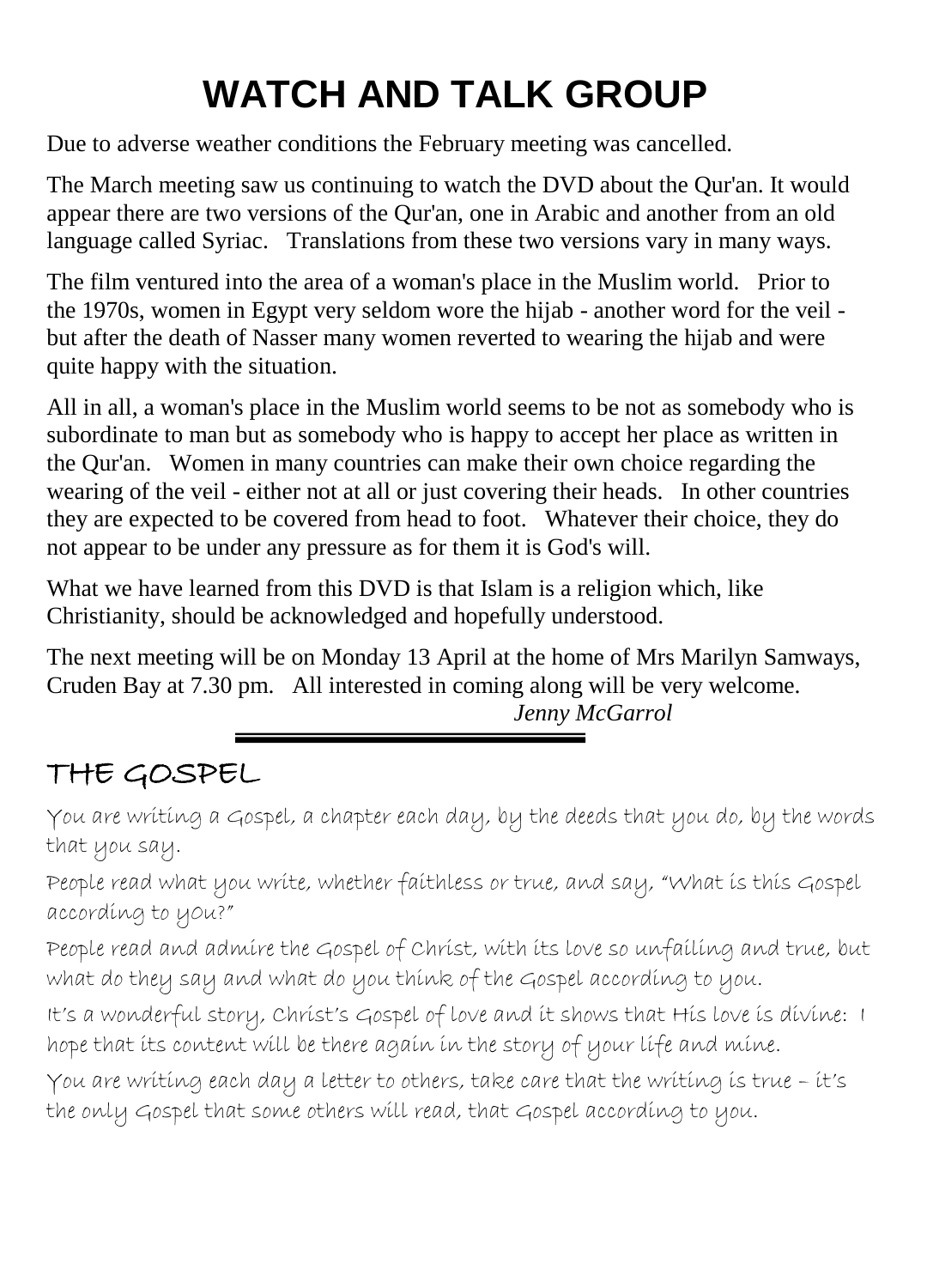# WATCH AND TALK GROUP

Due to adverse weather conditions the February meeting was cancelled.

The March meeting saw us continuing to watch the DVD about the Qur'an. It would appear there are two versions of the Qur'an, one in Arabic and another from an old language called Syriac. Translations from these two versions vary in many ways.

The film ventured into the area of a woman's place in the Muslim world. Prior to the 1970s, women in Egypt very seldom wore the hijab - another word for the veil - but after the death of Nasser many women reverted to wearing the hijab and were quite happy with the situation.

All in all, a woman's place in the Muslim world seems to be not as somebody who is subordinate to man but as somebody who is happy to accept her place as written in the Qur'an. Women in many countries can make their own choice regarding the wearing of the veil - either not at all or just covering their heads. In other countries they are expected to be covered from head to foot. Whatever their choice, they do not appear to be under any pressure as for them it is God's will.

What we have learned from this DVD is that Islam is a religion which, like Christianity, should be acknowledged and hopefully understood.

The next meeting will be on Monday 13 April at the home of Mrs Marilyn Samways, Cruden Bay at 7.30 pm. All interested in coming along will be very welcome.

*Jenny McGarrol*

## THE GOSPEL

You are writing a Gospel, a chapter each day, by the deeds that you do, by the words that you say.

People read what you write, whether faithless or true, and say, "What is this Gospel according to you?"

People read and admire the Gospel of Christ, with its love so unfailing and true, but what do they say and what do you think of the Gospel according to you.

It's a wonderful story, Christ's Gospel of love and it shows that His love is divine: I hope that its content will be there again in the story of your life and mine.

You are writing each day a letter to others, take care that the writing is true – it's the only Gospel that some others will read, that Gospel according to you.